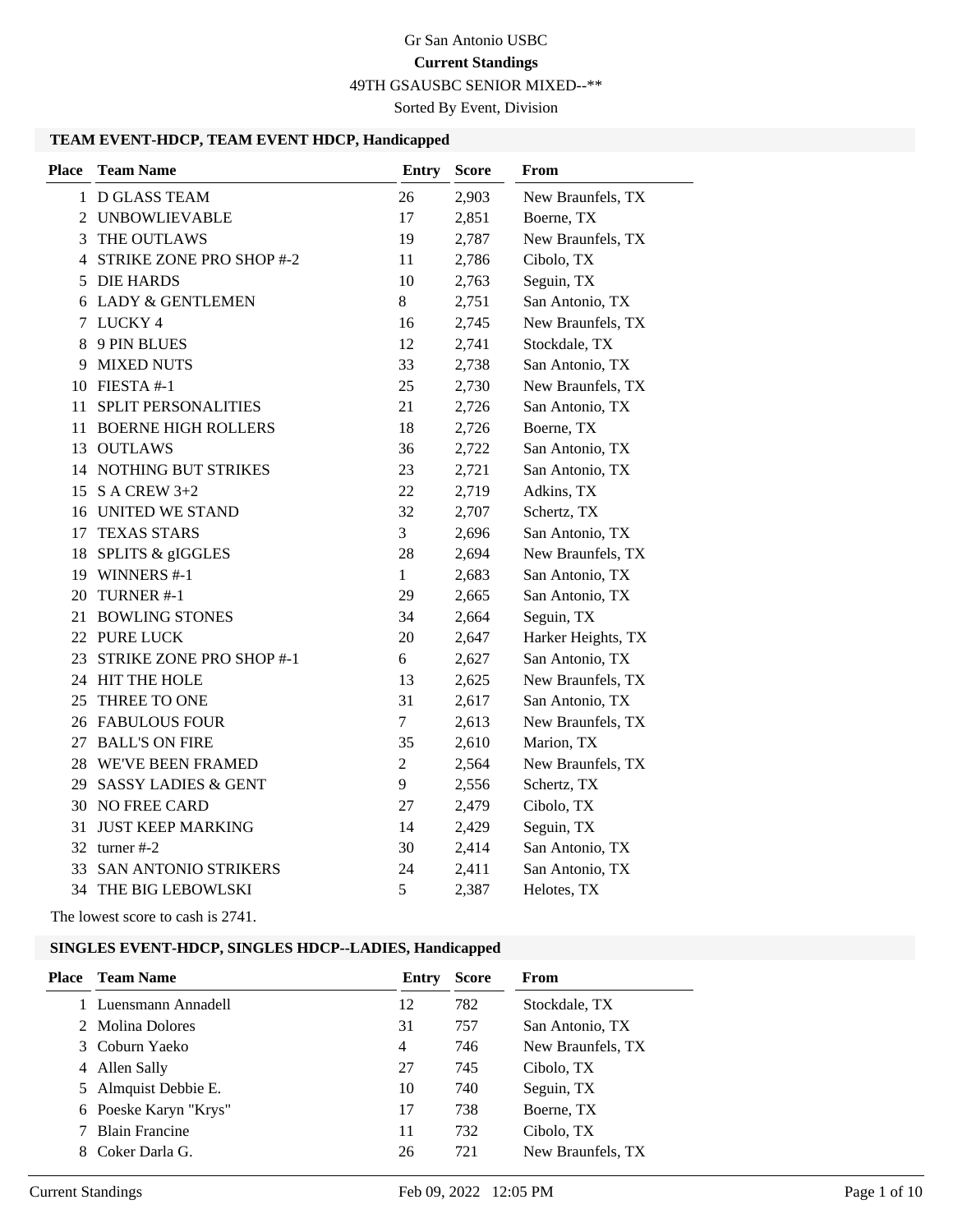Gr San Antonio USBC

**Current Standings**

49TH GSAUSBC SENIOR MIXED--**

Sorted By Event, Division

### TEAM EVENT-HDCP, TEAM EVENT HDCP, Handicapped

| Place | Team Name | Entry | Score | From |
|---|---|---|---|---|
| 1 | D GLASS TEAM | 26 | 2,903 | New Braunfels, TX |
| 2 | UNBOWLIEVABLE | 17 | 2,851 | Boerne, TX |
| 3 | THE OUTLAWS | 19 | 2,787 | New Braunfels, TX |
| 4 | STRIKE ZONE PRO SHOP #-2 | 11 | 2,786 | Cibolo, TX |
| 5 | DIE HARDS | 10 | 2,763 | Seguin, TX |
| 6 | LADY & GENTLEMEN | 8 | 2,751 | San Antonio, TX |
| 7 | LUCKY 4 | 16 | 2,745 | New Braunfels, TX |
| 8 | 9 PIN BLUES | 12 | 2,741 | Stockdale, TX |
| 9 | MIXED NUTS | 33 | 2,738 | San Antonio, TX |
| 10 | FIESTA #-1 | 25 | 2,730 | New Braunfels, TX |
| 11 | SPLIT PERSONALITIES | 21 | 2,726 | San Antonio, TX |
| 11 | BOERNE HIGH ROLLERS | 18 | 2,726 | Boerne, TX |
| 13 | OUTLAWS | 36 | 2,722 | San Antonio, TX |
| 14 | NOTHING BUT STRIKES | 23 | 2,721 | San Antonio, TX |
| 15 | S A CREW 3+2 | 22 | 2,719 | Adkins, TX |
| 16 | UNITED WE STAND | 32 | 2,707 | Schertz, TX |
| 17 | TEXAS STARS | 3 | 2,696 | San Antonio, TX |
| 18 | SPLITS & gIGGLES | 28 | 2,694 | New Braunfels, TX |
| 19 | WINNERS #-1 | 1 | 2,683 | San Antonio, TX |
| 20 | TURNER #-1 | 29 | 2,665 | San Antonio, TX |
| 21 | BOWLING STONES | 34 | 2,664 | Seguin, TX |
| 22 | PURE LUCK | 20 | 2,647 | Harker Heights, TX |
| 23 | STRIKE ZONE PRO SHOP #-1 | 6 | 2,627 | San Antonio, TX |
| 24 | HIT THE HOLE | 13 | 2,625 | New Braunfels, TX |
| 25 | THREE TO ONE | 31 | 2,617 | San Antonio, TX |
| 26 | FABULOUS FOUR | 7 | 2,613 | New Braunfels, TX |
| 27 | BALL'S ON FIRE | 35 | 2,610 | Marion, TX |
| 28 | WE'VE BEEN FRAMED | 2 | 2,564 | New Braunfels, TX |
| 29 | SASSY LADIES & GENT | 9 | 2,556 | Schertz, TX |
| 30 | NO FREE CARD | 27 | 2,479 | Cibolo, TX |
| 31 | JUST KEEP MARKING | 14 | 2,429 | Seguin, TX |
| 32 | turner #-2 | 30 | 2,414 | San Antonio, TX |
| 33 | SAN ANTONIO STRIKERS | 24 | 2,411 | San Antonio, TX |
| 34 | THE BIG LEBOWLSKI | 5 | 2,387 | Helotes, TX |

The lowest score to cash is 2741.

### SINGLES EVENT-HDCP, SINGLES HDCP--LADIES, Handicapped

| Place | Team Name | Entry | Score | From |
|---|---|---|---|---|
| 1 | Luensmann Annadell | 12 | 782 | Stockdale, TX |
| 2 | Molina Dolores | 31 | 757 | San Antonio, TX |
| 3 | Coburn Yaeko | 4 | 746 | New Braunfels, TX |
| 4 | Allen Sally | 27 | 745 | Cibolo, TX |
| 5 | Almquist Debbie E. | 10 | 740 | Seguin, TX |
| 6 | Poeske Karyn "Krys" | 17 | 738 | Boerne, TX |
| 7 | Blain Francine | 11 | 732 | Cibolo, TX |
| 8 | Coker Darla G. | 26 | 721 | New Braunfels, TX |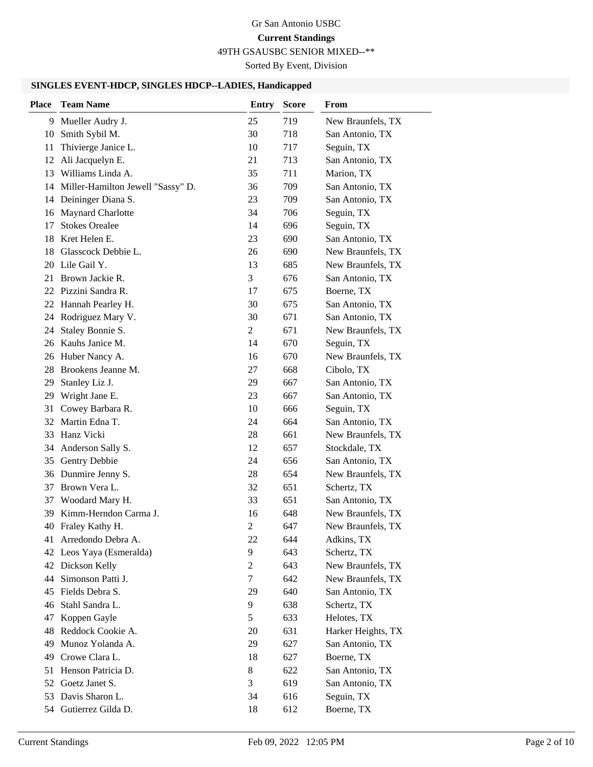Gr San Antonio USBC

**Current Standings**

49TH GSAUSBC SENIOR MIXED--**

Sorted By Event, Division

### SINGLES EVENT-HDCP, SINGLES HDCP--LADIES, Handicapped

| Place | Team Name | Entry | Score | From |
|---|---|---|---|---|
| 9 | Mueller Audry J. | 25 | 719 | New Braunfels, TX |
| 10 | Smith Sybil M. | 30 | 718 | San Antonio, TX |
| 11 | Thivierge Janice L. | 10 | 717 | Seguin, TX |
| 12 | Ali Jacquelyn E. | 21 | 713 | San Antonio, TX |
| 13 | Williams Linda A. | 35 | 711 | Marion, TX |
| 14 | Miller-Hamilton Jewell "Sassy" D. | 36 | 709 | San Antonio, TX |
| 14 | Deininger Diana S. | 23 | 709 | San Antonio, TX |
| 16 | Maynard Charlotte | 34 | 706 | Seguin, TX |
| 17 | Stokes Orealee | 14 | 696 | Seguin, TX |
| 18 | Kret Helen E. | 23 | 690 | San Antonio, TX |
| 18 | Glasscock Debbie L. | 26 | 690 | New Braunfels, TX |
| 20 | Lile Gail Y. | 13 | 685 | New Braunfels, TX |
| 21 | Brown Jackie R. | 3 | 676 | San Antonio, TX |
| 22 | Pizzini Sandra R. | 17 | 675 | Boerne, TX |
| 22 | Hannah Pearley H. | 30 | 675 | San Antonio, TX |
| 24 | Rodriguez Mary V. | 30 | 671 | San Antonio, TX |
| 24 | Staley Bonnie S. | 2 | 671 | New Braunfels, TX |
| 26 | Kauhs Janice M. | 14 | 670 | Seguin, TX |
| 26 | Huber Nancy A. | 16 | 670 | New Braunfels, TX |
| 28 | Brookens Jeanne M. | 27 | 668 | Cibolo, TX |
| 29 | Stanley Liz J. | 29 | 667 | San Antonio, TX |
| 29 | Wright Jane E. | 23 | 667 | San Antonio, TX |
| 31 | Cowey Barbara R. | 10 | 666 | Seguin, TX |
| 32 | Martin Edna T. | 24 | 664 | San Antonio, TX |
| 33 | Hanz Vicki | 28 | 661 | New Braunfels, TX |
| 34 | Anderson Sally S. | 12 | 657 | Stockdale, TX |
| 35 | Gentry Debbie | 24 | 656 | San Antonio, TX |
| 36 | Dunmire Jenny S. | 28 | 654 | New Braunfels, TX |
| 37 | Brown Vera L. | 32 | 651 | Schertz, TX |
| 37 | Woodard Mary H. | 33 | 651 | San Antonio, TX |
| 39 | Kimm-Herndon Carma J. | 16 | 648 | New Braunfels, TX |
| 40 | Fraley Kathy H. | 2 | 647 | New Braunfels, TX |
| 41 | Arredondo Debra A. | 22 | 644 | Adkins, TX |
| 42 | Leos Yaya (Esmeralda) | 9 | 643 | Schertz, TX |
| 42 | Dickson Kelly | 2 | 643 | New Braunfels, TX |
| 44 | Simonson Patti J. | 7 | 642 | New Braunfels, TX |
| 45 | Fields Debra S. | 29 | 640 | San Antonio, TX |
| 46 | Stahl Sandra L. | 9 | 638 | Schertz, TX |
| 47 | Koppen Gayle | 5 | 633 | Helotes, TX |
| 48 | Reddock Cookie A. | 20 | 631 | Harker Heights, TX |
| 49 | Munoz Yolanda A. | 29 | 627 | San Antonio, TX |
| 49 | Crowe Clara L. | 18 | 627 | Boerne, TX |
| 51 | Henson Patricia D. | 8 | 622 | San Antonio, TX |
| 52 | Goetz Janet S. | 3 | 619 | San Antonio, TX |
| 53 | Davis Sharon L. | 34 | 616 | Seguin, TX |
| 54 | Gutierrez Gilda D. | 18 | 612 | Boerne, TX |

Current Standings Feb 09, 2022 12:05 PM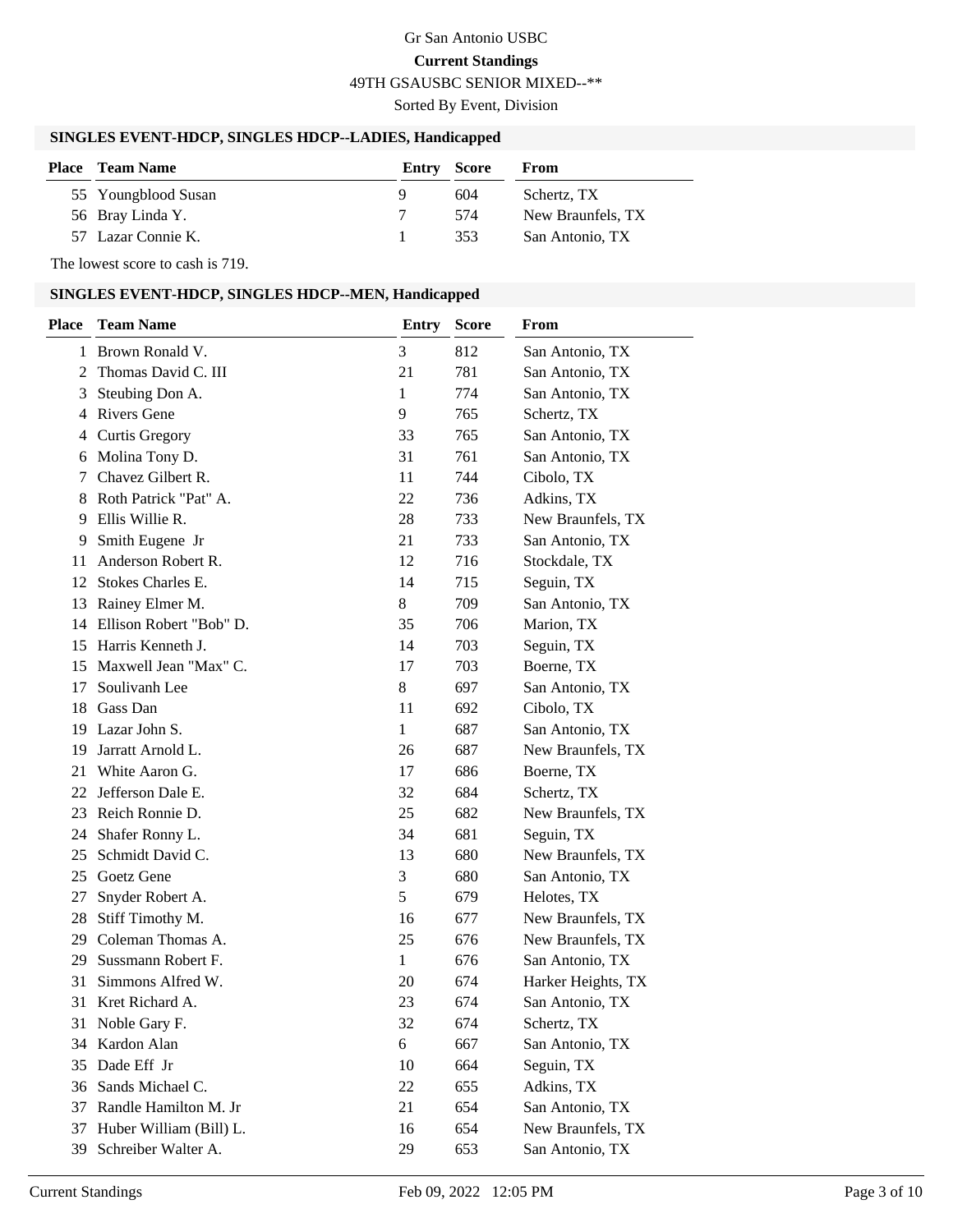Gr San Antonio USBC

**Current Standings**

49TH GSAUSBC SENIOR MIXED--**

Sorted By Event, Division

### SINGLES EVENT-HDCP, SINGLES HDCP--LADIES, Handicapped

| Place | Team Name | Entry | Score | From |
|---|---|---|---|---|
| 55 | Youngblood Susan | 9 | 604 | Schertz, TX |
| 56 | Bray Linda Y. | 7 | 574 | New Braunfels, TX |
| 57 | Lazar Connie K. | 1 | 353 | San Antonio, TX |

The lowest score to cash is 719.

### SINGLES EVENT-HDCP, SINGLES HDCP--MEN, Handicapped

| Place | Team Name | Entry | Score | From |
|---|---|---|---|---|
| 1 | Brown Ronald V. | 3 | 812 | San Antonio, TX |
| 2 | Thomas David C. III | 21 | 781 | San Antonio, TX |
| 3 | Steubing Don A. | 1 | 774 | San Antonio, TX |
| 4 | Rivers Gene | 9 | 765 | Schertz, TX |
| 4 | Curtis Gregory | 33 | 765 | San Antonio, TX |
| 6 | Molina Tony D. | 31 | 761 | San Antonio, TX |
| 7 | Chavez Gilbert R. | 11 | 744 | Cibolo, TX |
| 8 | Roth Patrick "Pat" A. | 22 | 736 | Adkins, TX |
| 9 | Ellis Willie R. | 28 | 733 | New Braunfels, TX |
| 9 | Smith Eugene Jr | 21 | 733 | San Antonio, TX |
| 11 | Anderson Robert R. | 12 | 716 | Stockdale, TX |
| 12 | Stokes Charles E. | 14 | 715 | Seguin, TX |
| 13 | Rainey Elmer M. | 8 | 709 | San Antonio, TX |
| 14 | Ellison Robert "Bob" D. | 35 | 706 | Marion, TX |
| 15 | Harris Kenneth J. | 14 | 703 | Seguin, TX |
| 15 | Maxwell Jean "Max" C. | 17 | 703 | Boerne, TX |
| 17 | Soulivanh Lee | 8 | 697 | San Antonio, TX |
| 18 | Gass Dan | 11 | 692 | Cibolo, TX |
| 19 | Lazar John S. | 1 | 687 | San Antonio, TX |
| 19 | Jarratt Arnold L. | 26 | 687 | New Braunfels, TX |
| 21 | White Aaron G. | 17 | 686 | Boerne, TX |
| 22 | Jefferson Dale E. | 32 | 684 | Schertz, TX |
| 23 | Reich Ronnie D. | 25 | 682 | New Braunfels, TX |
| 24 | Shafer Ronny L. | 34 | 681 | Seguin, TX |
| 25 | Schmidt David C. | 13 | 680 | New Braunfels, TX |
| 25 | Goetz Gene | 3 | 680 | San Antonio, TX |
| 27 | Snyder Robert A. | 5 | 679 | Helotes, TX |
| 28 | Stiff Timothy M. | 16 | 677 | New Braunfels, TX |
| 29 | Coleman Thomas A. | 25 | 676 | New Braunfels, TX |
| 29 | Sussmann Robert F. | 1 | 676 | San Antonio, TX |
| 31 | Simmons Alfred W. | 20 | 674 | Harker Heights, TX |
| 31 | Kret Richard A. | 23 | 674 | San Antonio, TX |
| 31 | Noble Gary F. | 32 | 674 | Schertz, TX |
| 34 | Kardon Alan | 6 | 667 | San Antonio, TX |
| 35 | Dade Eff Jr | 10 | 664 | Seguin, TX |
| 36 | Sands Michael C. | 22 | 655 | Adkins, TX |
| 37 | Randle Hamilton M. Jr | 21 | 654 | San Antonio, TX |
| 37 | Huber William (Bill) L. | 16 | 654 | New Braunfels, TX |
| 39 | Schreiber Walter A. | 29 | 653 | San Antonio, TX |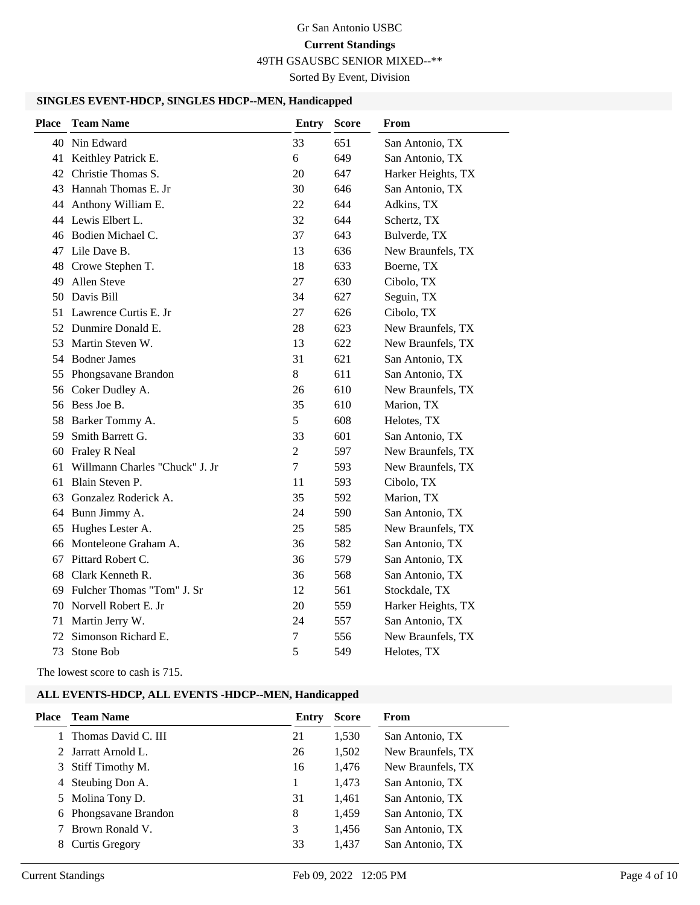Gr San Antonio USBC

**Current Standings**

49TH GSAUSBC SENIOR MIXED--**

Sorted By Event, Division

### SINGLES EVENT-HDCP, SINGLES HDCP--MEN, Handicapped

| Place | Team Name | Entry | Score | From |
|---|---|---|---|---|
| 40 | Nin Edward | 33 | 651 | San Antonio, TX |
| 41 | Keithley Patrick E. | 6 | 649 | San Antonio, TX |
| 42 | Christie Thomas S. | 20 | 647 | Harker Heights, TX |
| 43 | Hannah Thomas E. Jr | 30 | 646 | San Antonio, TX |
| 44 | Anthony William E. | 22 | 644 | Adkins, TX |
| 44 | Lewis Elbert L. | 32 | 644 | Schertz, TX |
| 46 | Bodien Michael C. | 37 | 643 | Bulverde, TX |
| 47 | Lile Dave B. | 13 | 636 | New Braunfels, TX |
| 48 | Crowe Stephen T. | 18 | 633 | Boerne, TX |
| 49 | Allen Steve | 27 | 630 | Cibolo, TX |
| 50 | Davis Bill | 34 | 627 | Seguin, TX |
| 51 | Lawrence Curtis E. Jr | 27 | 626 | Cibolo, TX |
| 52 | Dunmire Donald E. | 28 | 623 | New Braunfels, TX |
| 53 | Martin Steven W. | 13 | 622 | New Braunfels, TX |
| 54 | Bodner James | 31 | 621 | San Antonio, TX |
| 55 | Phongsavane Brandon | 8 | 611 | San Antonio, TX |
| 56 | Coker Dudley A. | 26 | 610 | New Braunfels, TX |
| 56 | Bess Joe B. | 35 | 610 | Marion, TX |
| 58 | Barker Tommy A. | 5 | 608 | Helotes, TX |
| 59 | Smith Barrett G. | 33 | 601 | San Antonio, TX |
| 60 | Fraley R Neal | 2 | 597 | New Braunfels, TX |
| 61 | Willmann Charles "Chuck" J. Jr | 7 | 593 | New Braunfels, TX |
| 61 | Blain Steven P. | 11 | 593 | Cibolo, TX |
| 63 | Gonzalez Roderick A. | 35 | 592 | Marion, TX |
| 64 | Bunn Jimmy A. | 24 | 590 | San Antonio, TX |
| 65 | Hughes Lester A. | 25 | 585 | New Braunfels, TX |
| 66 | Monteleone Graham A. | 36 | 582 | San Antonio, TX |
| 67 | Pittard Robert C. | 36 | 579 | San Antonio, TX |
| 68 | Clark Kenneth R. | 36 | 568 | San Antonio, TX |
| 69 | Fulcher Thomas "Tom" J. Sr | 12 | 561 | Stockdale, TX |
| 70 | Norvell Robert E. Jr | 20 | 559 | Harker Heights, TX |
| 71 | Martin Jerry W. | 24 | 557 | San Antonio, TX |
| 72 | Simonson Richard E. | 7 | 556 | New Braunfels, TX |
| 73 | Stone Bob | 5 | 549 | Helotes, TX |

The lowest score to cash is 715.

### ALL EVENTS-HDCP, ALL EVENTS -HDCP--MEN, Handicapped

| Place | Team Name | Entry | Score | From |
|---|---|---|---|---|
| 1 | Thomas David C. III | 21 | 1,530 | San Antonio, TX |
| 2 | Jarratt Arnold L. | 26 | 1,502 | New Braunfels, TX |
| 3 | Stiff Timothy M. | 16 | 1,476 | New Braunfels, TX |
| 4 | Steubing Don A. | 1 | 1,473 | San Antonio, TX |
| 5 | Molina Tony D. | 31 | 1,461 | San Antonio, TX |
| 6 | Phongsavane Brandon | 8 | 1,459 | San Antonio, TX |
| 7 | Brown Ronald V. | 3 | 1,456 | San Antonio, TX |
| 8 | Curtis Gregory | 33 | 1,437 | San Antonio, TX |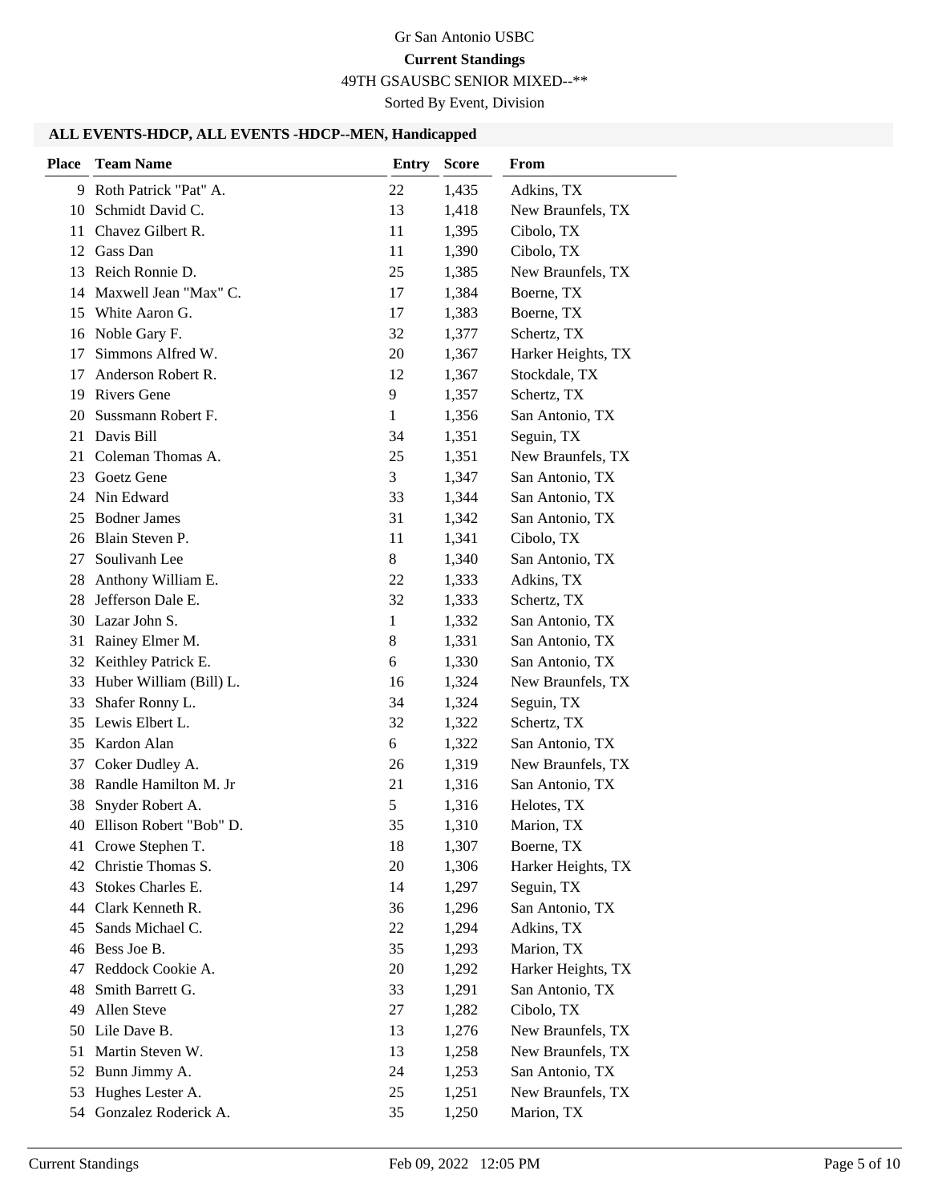Gr San Antonio USBC

**Current Standings**

49TH GSAUSBC SENIOR MIXED--**

Sorted By Event, Division

### ALL EVENTS-HDCP, ALL EVENTS -HDCP--MEN, Handicapped

| Place | Team Name | Entry | Score | From |
|---|---|---|---|---|
| 9 | Roth Patrick "Pat" A. | 22 | 1,435 | Adkins, TX |
| 10 | Schmidt David C. | 13 | 1,418 | New Braunfels, TX |
| 11 | Chavez Gilbert R. | 11 | 1,395 | Cibolo, TX |
| 12 | Gass Dan | 11 | 1,390 | Cibolo, TX |
| 13 | Reich Ronnie D. | 25 | 1,385 | New Braunfels, TX |
| 14 | Maxwell Jean "Max" C. | 17 | 1,384 | Boerne, TX |
| 15 | White Aaron G. | 17 | 1,383 | Boerne, TX |
| 16 | Noble Gary F. | 32 | 1,377 | Schertz, TX |
| 17 | Simmons Alfred W. | 20 | 1,367 | Harker Heights, TX |
| 17 | Anderson Robert R. | 12 | 1,367 | Stockdale, TX |
| 19 | Rivers Gene | 9 | 1,357 | Schertz, TX |
| 20 | Sussmann Robert F. | 1 | 1,356 | San Antonio, TX |
| 21 | Davis Bill | 34 | 1,351 | Seguin, TX |
| 21 | Coleman Thomas A. | 25 | 1,351 | New Braunfels, TX |
| 23 | Goetz Gene | 3 | 1,347 | San Antonio, TX |
| 24 | Nin Edward | 33 | 1,344 | San Antonio, TX |
| 25 | Bodner James | 31 | 1,342 | San Antonio, TX |
| 26 | Blain Steven P. | 11 | 1,341 | Cibolo, TX |
| 27 | Soulivanh Lee | 8 | 1,340 | San Antonio, TX |
| 28 | Anthony William E. | 22 | 1,333 | Adkins, TX |
| 28 | Jefferson Dale E. | 32 | 1,333 | Schertz, TX |
| 30 | Lazar John S. | 1 | 1,332 | San Antonio, TX |
| 31 | Rainey Elmer M. | 8 | 1,331 | San Antonio, TX |
| 32 | Keithley Patrick E. | 6 | 1,330 | San Antonio, TX |
| 33 | Huber William (Bill) L. | 16 | 1,324 | New Braunfels, TX |
| 33 | Shafer Ronny L. | 34 | 1,324 | Seguin, TX |
| 35 | Lewis Elbert L. | 32 | 1,322 | Schertz, TX |
| 35 | Kardon Alan | 6 | 1,322 | San Antonio, TX |
| 37 | Coker Dudley A. | 26 | 1,319 | New Braunfels, TX |
| 38 | Randle Hamilton M. Jr | 21 | 1,316 | San Antonio, TX |
| 38 | Snyder Robert A. | 5 | 1,316 | Helotes, TX |
| 40 | Ellison Robert "Bob" D. | 35 | 1,310 | Marion, TX |
| 41 | Crowe Stephen T. | 18 | 1,307 | Boerne, TX |
| 42 | Christie Thomas S. | 20 | 1,306 | Harker Heights, TX |
| 43 | Stokes Charles E. | 14 | 1,297 | Seguin, TX |
| 44 | Clark Kenneth R. | 36 | 1,296 | San Antonio, TX |
| 45 | Sands Michael C. | 22 | 1,294 | Adkins, TX |
| 46 | Bess Joe B. | 35 | 1,293 | Marion, TX |
| 47 | Reddock Cookie A. | 20 | 1,292 | Harker Heights, TX |
| 48 | Smith Barrett G. | 33 | 1,291 | San Antonio, TX |
| 49 | Allen Steve | 27 | 1,282 | Cibolo, TX |
| 50 | Lile Dave B. | 13 | 1,276 | New Braunfels, TX |
| 51 | Martin Steven W. | 13 | 1,258 | New Braunfels, TX |
| 52 | Bunn Jimmy A. | 24 | 1,253 | San Antonio, TX |
| 53 | Hughes Lester A. | 25 | 1,251 | New Braunfels, TX |
| 54 | Gonzalez Roderick A. | 35 | 1,250 | Marion, TX |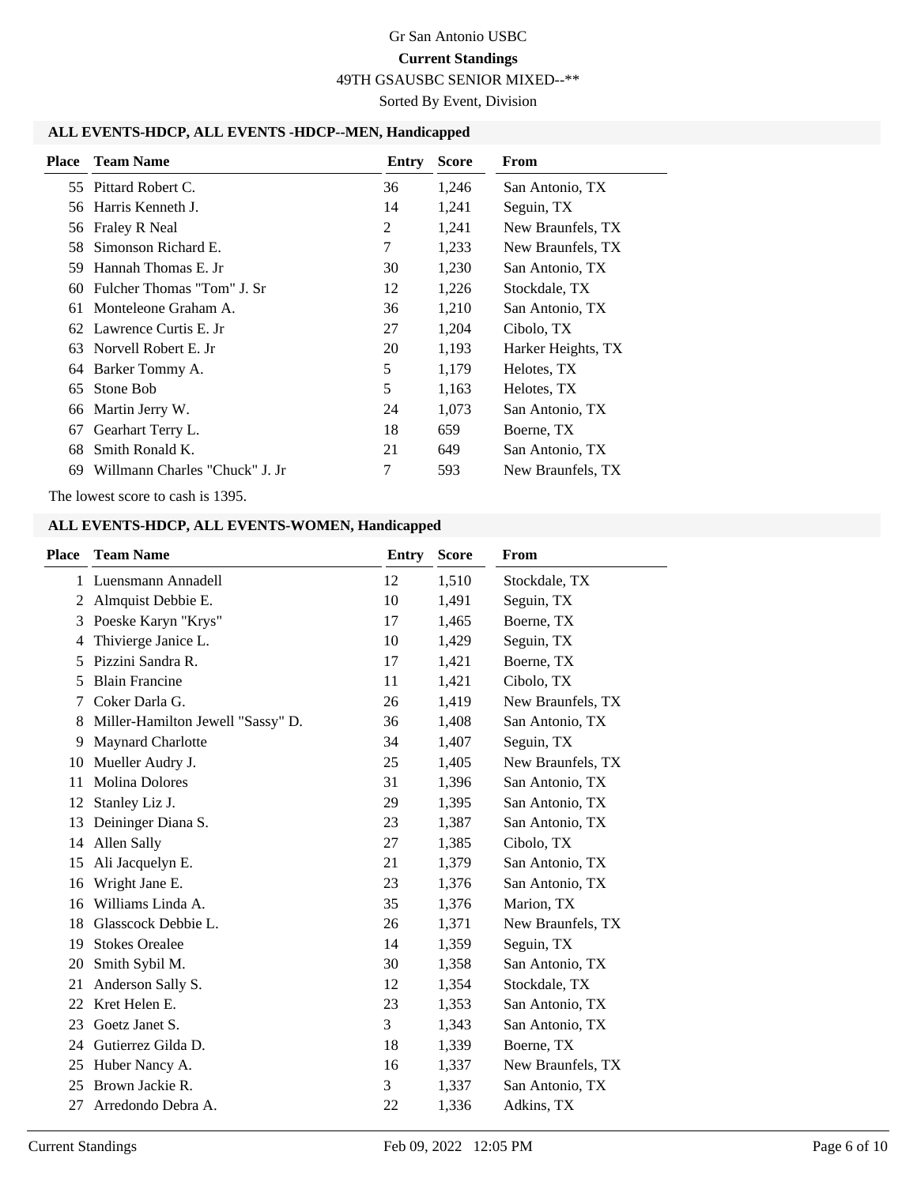Gr San Antonio USBC

**Current Standings**

49TH GSAUSBC SENIOR MIXED--**

Sorted By Event, Division

### ALL EVENTS-HDCP, ALL EVENTS -HDCP--MEN, Handicapped

| Place | Team Name | Entry | Score | From |
|---|---|---|---|---|
| 55 | Pittard Robert C. | 36 | 1,246 | San Antonio, TX |
| 56 | Harris Kenneth J. | 14 | 1,241 | Seguin, TX |
| 56 | Fraley R Neal | 2 | 1,241 | New Braunfels, TX |
| 58 | Simonson Richard E. | 7 | 1,233 | New Braunfels, TX |
| 59 | Hannah Thomas E. Jr | 30 | 1,230 | San Antonio, TX |
| 60 | Fulcher Thomas "Tom" J. Sr | 12 | 1,226 | Stockdale, TX |
| 61 | Monteleone Graham A. | 36 | 1,210 | San Antonio, TX |
| 62 | Lawrence Curtis E. Jr | 27 | 1,204 | Cibolo, TX |
| 63 | Norvell Robert E. Jr | 20 | 1,193 | Harker Heights, TX |
| 64 | Barker Tommy A. | 5 | 1,179 | Helotes, TX |
| 65 | Stone Bob | 5 | 1,163 | Helotes, TX |
| 66 | Martin Jerry W. | 24 | 1,073 | San Antonio, TX |
| 67 | Gearhart Terry L. | 18 | 659 | Boerne, TX |
| 68 | Smith Ronald K. | 21 | 649 | San Antonio, TX |
| 69 | Willmann Charles "Chuck" J. Jr | 7 | 593 | New Braunfels, TX |

The lowest score to cash is 1395.

### ALL EVENTS-HDCP, ALL EVENTS-WOMEN, Handicapped

| Place | Team Name | Entry | Score | From |
|---|---|---|---|---|
| 1 | Luensmann Annadell | 12 | 1,510 | Stockdale, TX |
| 2 | Almquist Debbie E. | 10 | 1,491 | Seguin, TX |
| 3 | Poeske Karyn "Krys" | 17 | 1,465 | Boerne, TX |
| 4 | Thivierge Janice L. | 10 | 1,429 | Seguin, TX |
| 5 | Pizzini Sandra R. | 17 | 1,421 | Boerne, TX |
| 5 | Blain Francine | 11 | 1,421 | Cibolo, TX |
| 7 | Coker Darla G. | 26 | 1,419 | New Braunfels, TX |
| 8 | Miller-Hamilton Jewell "Sassy" D. | 36 | 1,408 | San Antonio, TX |
| 9 | Maynard Charlotte | 34 | 1,407 | Seguin, TX |
| 10 | Mueller Audry J. | 25 | 1,405 | New Braunfels, TX |
| 11 | Molina Dolores | 31 | 1,396 | San Antonio, TX |
| 12 | Stanley Liz J. | 29 | 1,395 | San Antonio, TX |
| 13 | Deininger Diana S. | 23 | 1,387 | San Antonio, TX |
| 14 | Allen Sally | 27 | 1,385 | Cibolo, TX |
| 15 | Ali Jacquelyn E. | 21 | 1,379 | San Antonio, TX |
| 16 | Wright Jane E. | 23 | 1,376 | San Antonio, TX |
| 16 | Williams Linda A. | 35 | 1,376 | Marion, TX |
| 18 | Glasscock Debbie L. | 26 | 1,371 | New Braunfels, TX |
| 19 | Stokes Orealee | 14 | 1,359 | Seguin, TX |
| 20 | Smith Sybil M. | 30 | 1,358 | San Antonio, TX |
| 21 | Anderson Sally S. | 12 | 1,354 | Stockdale, TX |
| 22 | Kret Helen E. | 23 | 1,353 | San Antonio, TX |
| 23 | Goetz Janet S. | 3 | 1,343 | San Antonio, TX |
| 24 | Gutierrez Gilda D. | 18 | 1,339 | Boerne, TX |
| 25 | Huber Nancy A. | 16 | 1,337 | New Braunfels, TX |
| 25 | Brown Jackie R. | 3 | 1,337 | San Antonio, TX |
| 27 | Arredondo Debra A. | 22 | 1,336 | Adkins, TX |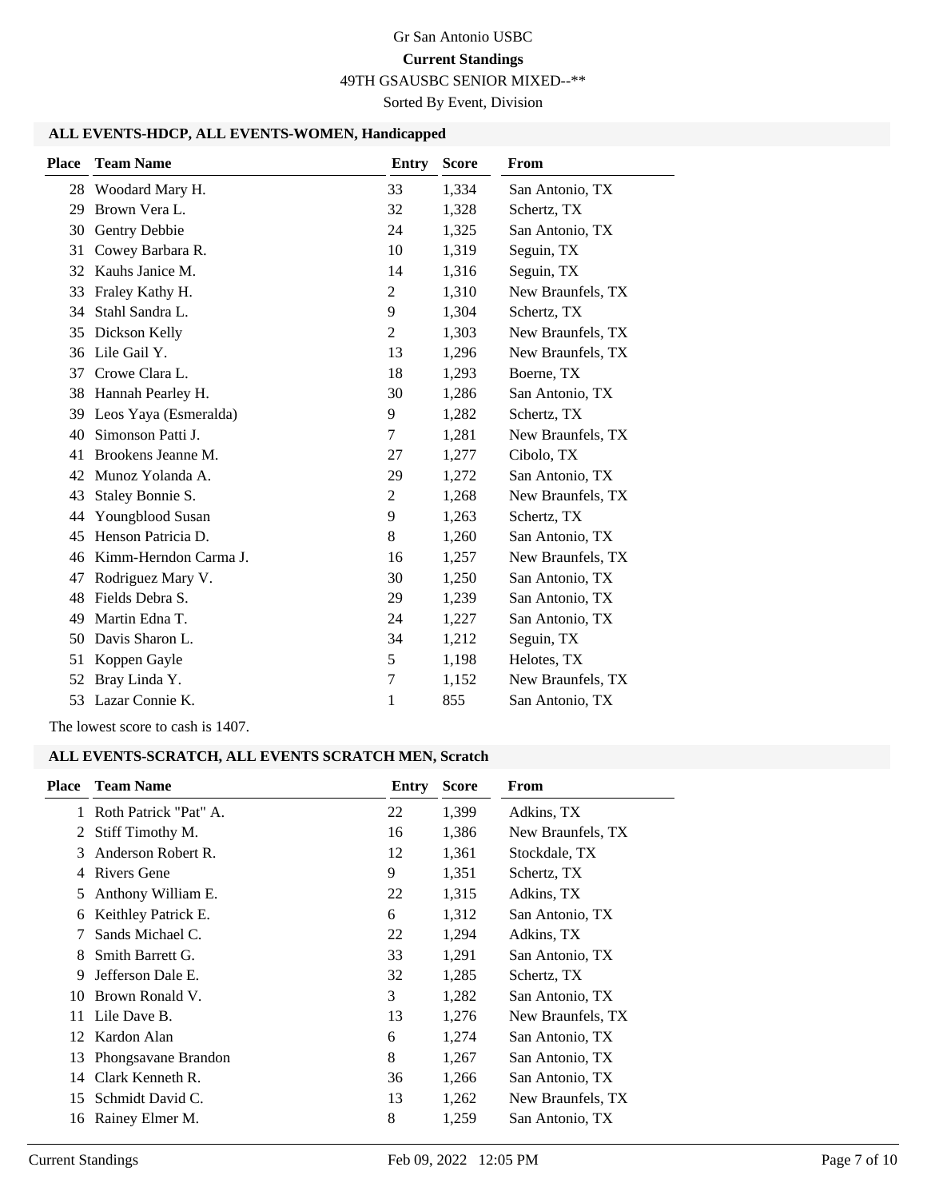Gr San Antonio USBC

**Current Standings**

49TH GSAUSBC SENIOR MIXED--**

Sorted By Event, Division

### ALL EVENTS-HDCP, ALL EVENTS-WOMEN, Handicapped

| Place | Team Name | Entry | Score | From |
|---|---|---|---|---|
| 28 | Woodard Mary H. | 33 | 1,334 | San Antonio, TX |
| 29 | Brown Vera L. | 32 | 1,328 | Schertz, TX |
| 30 | Gentry Debbie | 24 | 1,325 | San Antonio, TX |
| 31 | Cowey Barbara R. | 10 | 1,319 | Seguin, TX |
| 32 | Kauhs Janice M. | 14 | 1,316 | Seguin, TX |
| 33 | Fraley Kathy H. | 2 | 1,310 | New Braunfels, TX |
| 34 | Stahl Sandra L. | 9 | 1,304 | Schertz, TX |
| 35 | Dickson Kelly | 2 | 1,303 | New Braunfels, TX |
| 36 | Lile Gail Y. | 13 | 1,296 | New Braunfels, TX |
| 37 | Crowe Clara L. | 18 | 1,293 | Boerne, TX |
| 38 | Hannah Pearley H. | 30 | 1,286 | San Antonio, TX |
| 39 | Leos Yaya (Esmeralda) | 9 | 1,282 | Schertz, TX |
| 40 | Simonson Patti J. | 7 | 1,281 | New Braunfels, TX |
| 41 | Brookens Jeanne M. | 27 | 1,277 | Cibolo, TX |
| 42 | Munoz Yolanda A. | 29 | 1,272 | San Antonio, TX |
| 43 | Staley Bonnie S. | 2 | 1,268 | New Braunfels, TX |
| 44 | Youngblood Susan | 9 | 1,263 | Schertz, TX |
| 45 | Henson Patricia D. | 8 | 1,260 | San Antonio, TX |
| 46 | Kimm-Herndon Carma J. | 16 | 1,257 | New Braunfels, TX |
| 47 | Rodriguez Mary V. | 30 | 1,250 | San Antonio, TX |
| 48 | Fields Debra S. | 29 | 1,239 | San Antonio, TX |
| 49 | Martin Edna T. | 24 | 1,227 | San Antonio, TX |
| 50 | Davis Sharon L. | 34 | 1,212 | Seguin, TX |
| 51 | Koppen Gayle | 5 | 1,198 | Helotes, TX |
| 52 | Bray Linda Y. | 7 | 1,152 | New Braunfels, TX |
| 53 | Lazar Connie K. | 1 | 855 | San Antonio, TX |

The lowest score to cash is 1407.

### ALL EVENTS-SCRATCH, ALL EVENTS SCRATCH MEN, Scratch

| Place | Team Name | Entry | Score | From |
|---|---|---|---|---|
| 1 | Roth Patrick "Pat" A. | 22 | 1,399 | Adkins, TX |
| 2 | Stiff Timothy M. | 16 | 1,386 | New Braunfels, TX |
| 3 | Anderson Robert R. | 12 | 1,361 | Stockdale, TX |
| 4 | Rivers Gene | 9 | 1,351 | Schertz, TX |
| 5 | Anthony William E. | 22 | 1,315 | Adkins, TX |
| 6 | Keithley Patrick E. | 6 | 1,312 | San Antonio, TX |
| 7 | Sands Michael C. | 22 | 1,294 | Adkins, TX |
| 8 | Smith Barrett G. | 33 | 1,291 | San Antonio, TX |
| 9 | Jefferson Dale E. | 32 | 1,285 | Schertz, TX |
| 10 | Brown Ronald V. | 3 | 1,282 | San Antonio, TX |
| 11 | Lile Dave B. | 13 | 1,276 | New Braunfels, TX |
| 12 | Kardon Alan | 6 | 1,274 | San Antonio, TX |
| 13 | Phongsavane Brandon | 8 | 1,267 | San Antonio, TX |
| 14 | Clark Kenneth R. | 36 | 1,266 | San Antonio, TX |
| 15 | Schmidt David C. | 13 | 1,262 | New Braunfels, TX |
| 16 | Rainey Elmer M. | 8 | 1,259 | San Antonio, TX |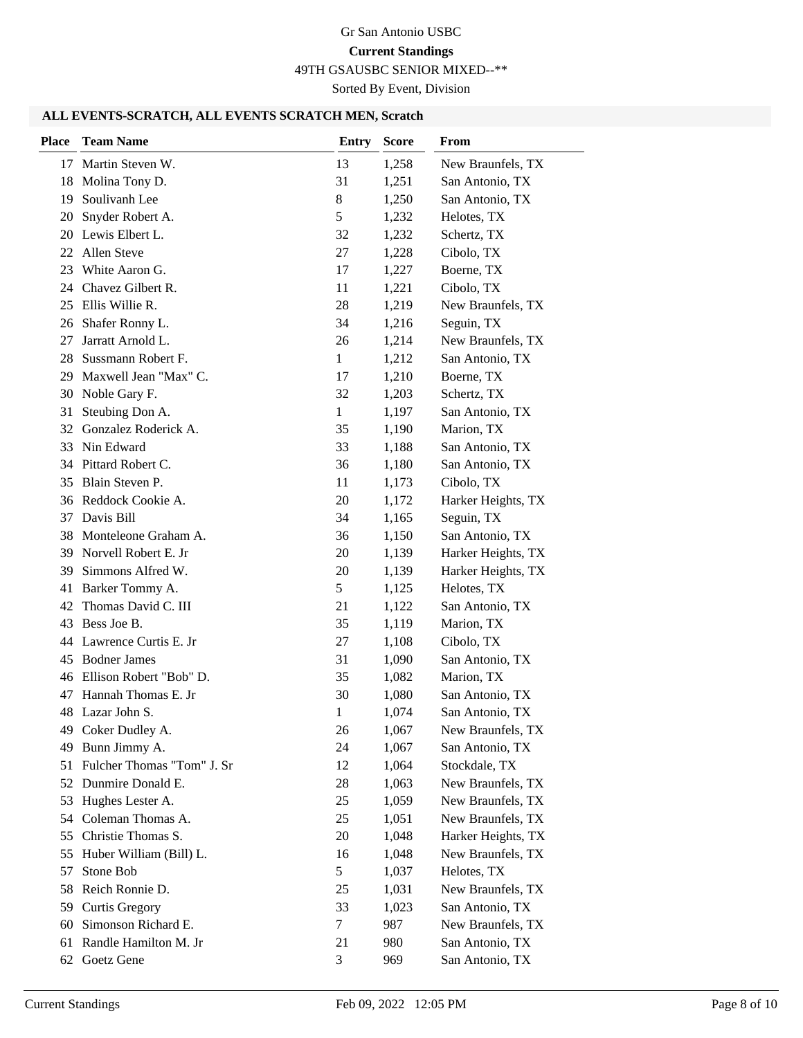Gr San Antonio USBC

**Current Standings**

49TH GSAUSBC SENIOR MIXED--**

Sorted By Event, Division

### ALL EVENTS-SCRATCH, ALL EVENTS SCRATCH MEN, Scratch

| Place | Team Name | Entry | Score | From |
|---|---|---|---|---|
| 17 | Martin Steven W. | 13 | 1,258 | New Braunfels, TX |
| 18 | Molina Tony D. | 31 | 1,251 | San Antonio, TX |
| 19 | Soulivanh Lee | 8 | 1,250 | San Antonio, TX |
| 20 | Snyder Robert A. | 5 | 1,232 | Helotes, TX |
| 20 | Lewis Elbert L. | 32 | 1,232 | Schertz, TX |
| 22 | Allen Steve | 27 | 1,228 | Cibolo, TX |
| 23 | White Aaron G. | 17 | 1,227 | Boerne, TX |
| 24 | Chavez Gilbert R. | 11 | 1,221 | Cibolo, TX |
| 25 | Ellis Willie R. | 28 | 1,219 | New Braunfels, TX |
| 26 | Shafer Ronny L. | 34 | 1,216 | Seguin, TX |
| 27 | Jarratt Arnold L. | 26 | 1,214 | New Braunfels, TX |
| 28 | Sussmann Robert F. | 1 | 1,212 | San Antonio, TX |
| 29 | Maxwell Jean "Max" C. | 17 | 1,210 | Boerne, TX |
| 30 | Noble Gary F. | 32 | 1,203 | Schertz, TX |
| 31 | Steubing Don A. | 1 | 1,197 | San Antonio, TX |
| 32 | Gonzalez Roderick A. | 35 | 1,190 | Marion, TX |
| 33 | Nin Edward | 33 | 1,188 | San Antonio, TX |
| 34 | Pittard Robert C. | 36 | 1,180 | San Antonio, TX |
| 35 | Blain Steven P. | 11 | 1,173 | Cibolo, TX |
| 36 | Reddock Cookie A. | 20 | 1,172 | Harker Heights, TX |
| 37 | Davis Bill | 34 | 1,165 | Seguin, TX |
| 38 | Monteleone Graham A. | 36 | 1,150 | San Antonio, TX |
| 39 | Norvell Robert E. Jr | 20 | 1,139 | Harker Heights, TX |
| 39 | Simmons Alfred W. | 20 | 1,139 | Harker Heights, TX |
| 41 | Barker Tommy A. | 5 | 1,125 | Helotes, TX |
| 42 | Thomas David C. III | 21 | 1,122 | San Antonio, TX |
| 43 | Bess Joe B. | 35 | 1,119 | Marion, TX |
| 44 | Lawrence Curtis E. Jr | 27 | 1,108 | Cibolo, TX |
| 45 | Bodner James | 31 | 1,090 | San Antonio, TX |
| 46 | Ellison Robert "Bob" D. | 35 | 1,082 | Marion, TX |
| 47 | Hannah Thomas E. Jr | 30 | 1,080 | San Antonio, TX |
| 48 | Lazar John S. | 1 | 1,074 | San Antonio, TX |
| 49 | Coker Dudley A. | 26 | 1,067 | New Braunfels, TX |
| 49 | Bunn Jimmy A. | 24 | 1,067 | San Antonio, TX |
| 51 | Fulcher Thomas "Tom" J. Sr | 12 | 1,064 | Stockdale, TX |
| 52 | Dunmire Donald E. | 28 | 1,063 | New Braunfels, TX |
| 53 | Hughes Lester A. | 25 | 1,059 | New Braunfels, TX |
| 54 | Coleman Thomas A. | 25 | 1,051 | New Braunfels, TX |
| 55 | Christie Thomas S. | 20 | 1,048 | Harker Heights, TX |
| 55 | Huber William (Bill) L. | 16 | 1,048 | New Braunfels, TX |
| 57 | Stone Bob | 5 | 1,037 | Helotes, TX |
| 58 | Reich Ronnie D. | 25 | 1,031 | New Braunfels, TX |
| 59 | Curtis Gregory | 33 | 1,023 | San Antonio, TX |
| 60 | Simonson Richard E. | 7 | 987 | New Braunfels, TX |
| 61 | Randle Hamilton M. Jr | 21 | 980 | San Antonio, TX |
| 62 | Goetz Gene | 3 | 969 | San Antonio, TX |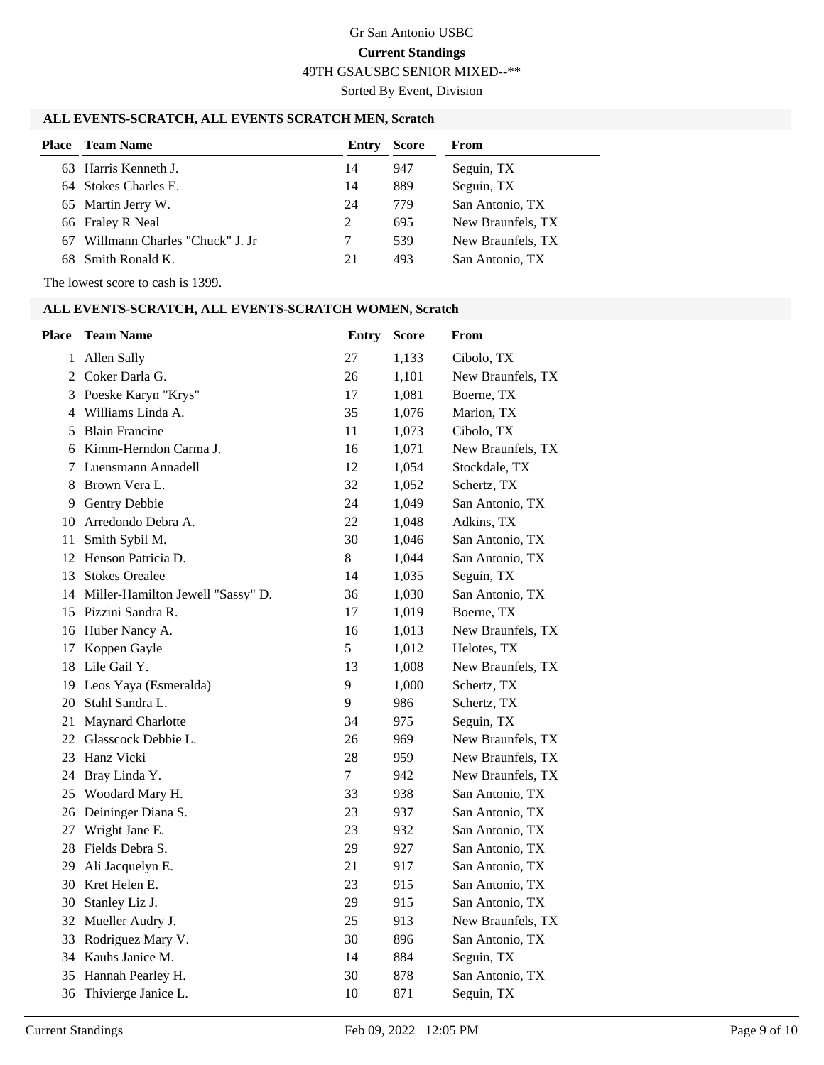Gr San Antonio USBC

**Current Standings**

49TH GSAUSBC SENIOR MIXED--**

Sorted By Event, Division

### ALL EVENTS-SCRATCH, ALL EVENTS SCRATCH MEN, Scratch

| Place | Team Name | Entry | Score | From |
|---|---|---|---|---|
| 63 | Harris Kenneth J. | 14 | 947 | Seguin, TX |
| 64 | Stokes Charles E. | 14 | 889 | Seguin, TX |
| 65 | Martin Jerry W. | 24 | 779 | San Antonio, TX |
| 66 | Fraley R Neal | 2 | 695 | New Braunfels, TX |
| 67 | Willmann Charles "Chuck" J. Jr | 7 | 539 | New Braunfels, TX |
| 68 | Smith Ronald K. | 21 | 493 | San Antonio, TX |

The lowest score to cash is 1399.

### ALL EVENTS-SCRATCH, ALL EVENTS-SCRATCH WOMEN, Scratch

| Place | Team Name | Entry | Score | From |
|---|---|---|---|---|
| 1 | Allen Sally | 27 | 1,133 | Cibolo, TX |
| 2 | Coker Darla G. | 26 | 1,101 | New Braunfels, TX |
| 3 | Poeske Karyn "Krys" | 17 | 1,081 | Boerne, TX |
| 4 | Williams Linda A. | 35 | 1,076 | Marion, TX |
| 5 | Blain Francine | 11 | 1,073 | Cibolo, TX |
| 6 | Kimm-Herndon Carma J. | 16 | 1,071 | New Braunfels, TX |
| 7 | Luensmann Annadell | 12 | 1,054 | Stockdale, TX |
| 8 | Brown Vera L. | 32 | 1,052 | Schertz, TX |
| 9 | Gentry Debbie | 24 | 1,049 | San Antonio, TX |
| 10 | Arredondo Debra A. | 22 | 1,048 | Adkins, TX |
| 11 | Smith Sybil M. | 30 | 1,046 | San Antonio, TX |
| 12 | Henson Patricia D. | 8 | 1,044 | San Antonio, TX |
| 13 | Stokes Orealee | 14 | 1,035 | Seguin, TX |
| 14 | Miller-Hamilton Jewell "Sassy" D. | 36 | 1,030 | San Antonio, TX |
| 15 | Pizzini Sandra R. | 17 | 1,019 | Boerne, TX |
| 16 | Huber Nancy A. | 16 | 1,013 | New Braunfels, TX |
| 17 | Koppen Gayle | 5 | 1,012 | Helotes, TX |
| 18 | Lile Gail Y. | 13 | 1,008 | New Braunfels, TX |
| 19 | Leos Yaya (Esmeralda) | 9 | 1,000 | Schertz, TX |
| 20 | Stahl Sandra L. | 9 | 986 | Schertz, TX |
| 21 | Maynard Charlotte | 34 | 975 | Seguin, TX |
| 22 | Glasscock Debbie L. | 26 | 969 | New Braunfels, TX |
| 23 | Hanz Vicki | 28 | 959 | New Braunfels, TX |
| 24 | Bray Linda Y. | 7 | 942 | New Braunfels, TX |
| 25 | Woodard Mary H. | 33 | 938 | San Antonio, TX |
| 26 | Deininger Diana S. | 23 | 937 | San Antonio, TX |
| 27 | Wright Jane E. | 23 | 932 | San Antonio, TX |
| 28 | Fields Debra S. | 29 | 927 | San Antonio, TX |
| 29 | Ali Jacquelyn E. | 21 | 917 | San Antonio, TX |
| 30 | Kret Helen E. | 23 | 915 | San Antonio, TX |
| 30 | Stanley Liz J. | 29 | 915 | San Antonio, TX |
| 32 | Mueller Audry J. | 25 | 913 | New Braunfels, TX |
| 33 | Rodriguez Mary V. | 30 | 896 | San Antonio, TX |
| 34 | Kauhs Janice M. | 14 | 884 | Seguin, TX |
| 35 | Hannah Pearley H. | 30 | 878 | San Antonio, TX |
| 36 | Thivierge Janice L. | 10 | 871 | Seguin, TX |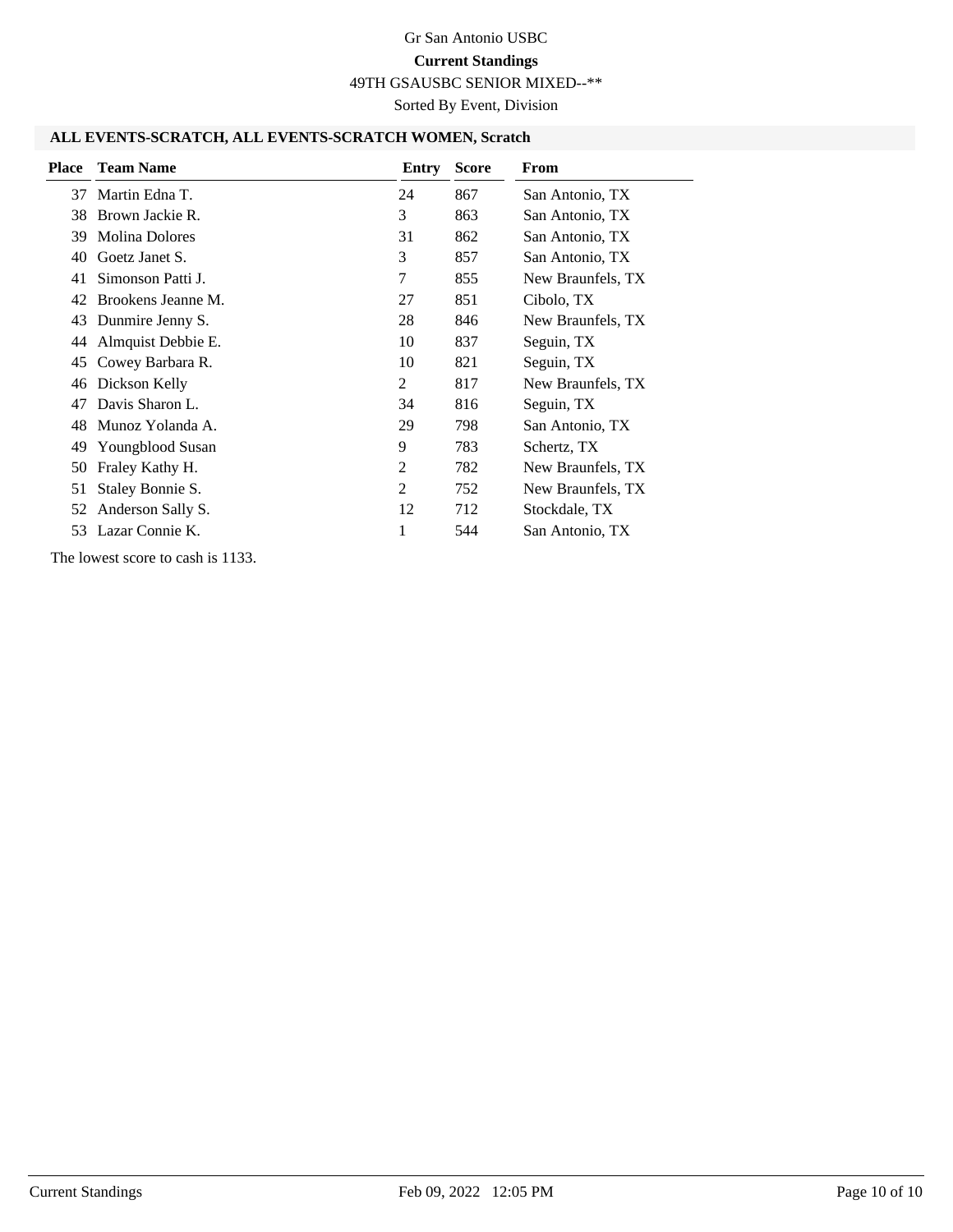Gr San Antonio USBC

**Current Standings**

49TH GSAUSBC SENIOR MIXED--**

Sorted By Event, Division

### ALL EVENTS-SCRATCH, ALL EVENTS-SCRATCH WOMEN, Scratch

| Place | Team Name | Entry | Score | From |
|---|---|---|---|---|
| 37 | Martin Edna T. | 24 | 867 | San Antonio, TX |
| 38 | Brown Jackie R. | 3 | 863 | San Antonio, TX |
| 39 | Molina Dolores | 31 | 862 | San Antonio, TX |
| 40 | Goetz Janet S. | 3 | 857 | San Antonio, TX |
| 41 | Simonson Patti J. | 7 | 855 | New Braunfels, TX |
| 42 | Brookens Jeanne M. | 27 | 851 | Cibolo, TX |
| 43 | Dunmire Jenny S. | 28 | 846 | New Braunfels, TX |
| 44 | Almquist Debbie E. | 10 | 837 | Seguin, TX |
| 45 | Cowey Barbara R. | 10 | 821 | Seguin, TX |
| 46 | Dickson Kelly | 2 | 817 | New Braunfels, TX |
| 47 | Davis Sharon L. | 34 | 816 | Seguin, TX |
| 48 | Munoz Yolanda A. | 29 | 798 | San Antonio, TX |
| 49 | Youngblood Susan | 9 | 783 | Schertz, TX |
| 50 | Fraley Kathy H. | 2 | 782 | New Braunfels, TX |
| 51 | Staley Bonnie S. | 2 | 752 | New Braunfels, TX |
| 52 | Anderson Sally S. | 12 | 712 | Stockdale, TX |
| 53 | Lazar Connie K. | 1 | 544 | San Antonio, TX |

The lowest score to cash is 1133.

Current Standings Feb 09, 2022 12:05 PM